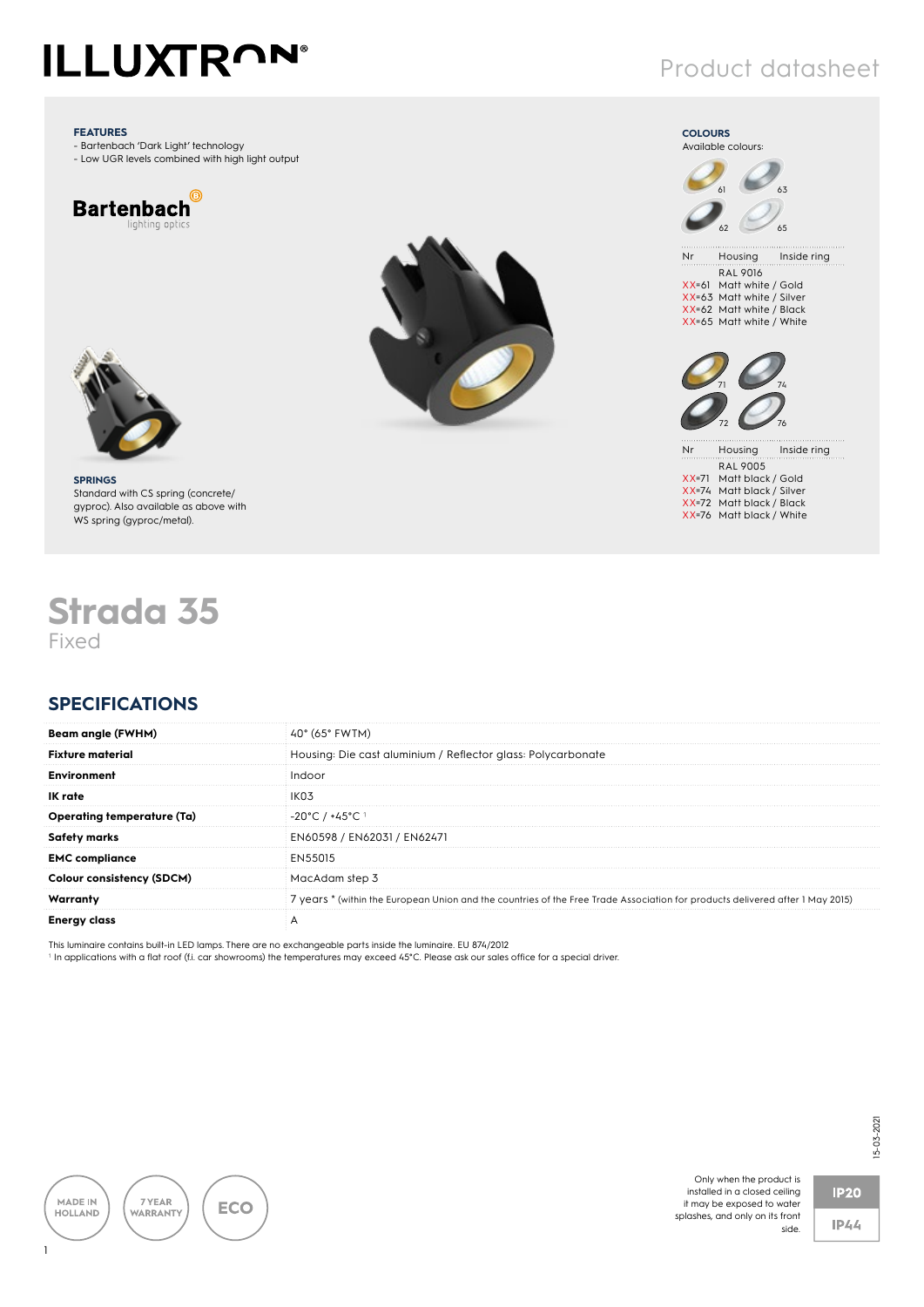# Strada 35

Fixed

**FEATURES**

- Bartenbach 'Dark Light' technology
- Low UGR levels combined with high light output

Bartenbach lighting optics

**SPRINGS**

Standard with CS spring (concrete/gyproc). Also available as above with WS spring (gyproc/metal).

**COLOURS**

Available colours:

| Nr | Housing | Inside ring |
|---|---|---|
| | RAL 9016 | |
| XX=61 | Matt white | Gold |
| XX=63 | Matt white | Silver |
| XX=62 | Matt white | Black |
| XX=65 | Matt white | White |

| Nr | Housing | Inside ring |
|---|---|---|
| | RAL 9005 | |
| XX=71 | Matt black | Gold |
| XX=74 | Matt black | Silver |
| XX=72 | Matt black | Black |
| XX=76 | Matt black | White |

## SPECIFICATIONS

| | |
|---|---|
| **Beam angle (FWHM)** | 40° (65° FWTM) |
| **Fixture material** | Housing: Die cast aluminium / Reflector glass: Polycarbonate |
| **Environment** | Indoor |
| **IK rate** | IK03 |
| **Operating temperature (Ta)** | -20°C / +45°C [1] |
| **Safety marks** | EN60598 / EN62031 / EN62471 |
| **EMC compliance** | EN55015 |
| **Colour consistency (SDCM)** | MacAdam step 3 |
| **Warranty** | 7 years * (within the European Union and the countries of the Free Trade Association for products delivered after 1 May 2015) |
| **Energy class** | A |

This luminaire contains built-in LED lamps. There are no exchangeable parts inside the luminaire. EU 874/2012

[1] In applications with a flat roof (f.i. car showrooms) the temperatures may exceed 45°C. Please ask our sales office for a special driver.

MADE IN HOLLAND · 7 YEAR WARRANTY · ECO

Only when the product is installed in a closed ceiling it may be exposed to water splashes, and only on its front side.

IP20

IP44

15-03-2021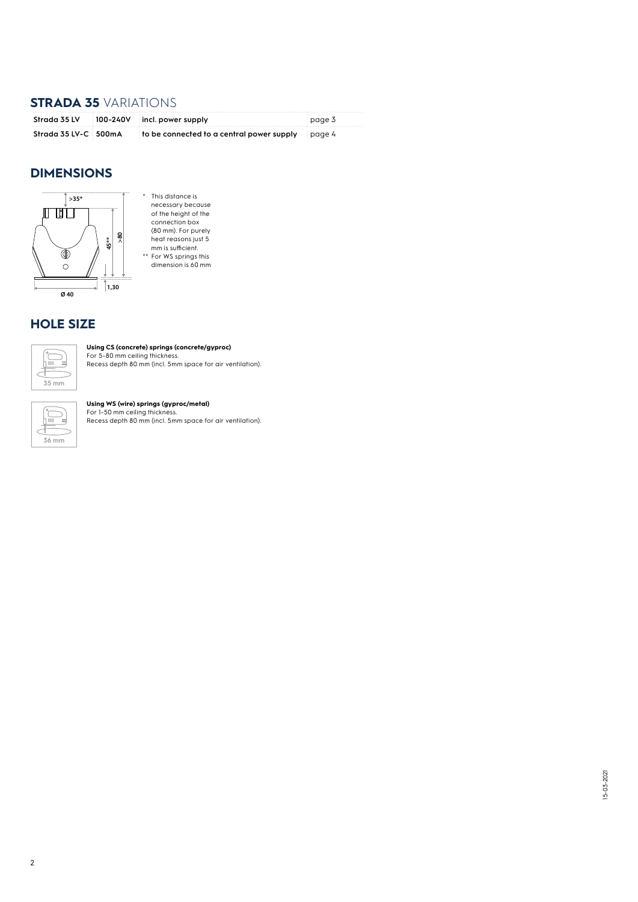## **STRADA 35** VARIATIONS

| Strada 35 LV | 100-240V | incl. power supply | page 3 |
|---|---|---|---|
| Strada 35 LV-C | 500mA | to be connected to a central power supply | page 4 |

## DIMENSIONS

\* This distance is necessary because of the height of the connection box (80 mm). For purely heat reasons just 5 mm is sufficient.

\*\* For WS springs this dimension is 60 mm

## HOLE SIZE

35 mm

**Using CS (concrete) springs (concrete/gyproc)**
For 5-80 mm ceiling thickness.
Recess depth 80 mm (incl. 5mm space for air ventilation).

36 mm

**Using WS (wire) springs (gyproc/metal)**
For 1-50 mm ceiling thickness.
Recess depth 80 mm (incl. 5mm space for air ventilation).

15-03-2021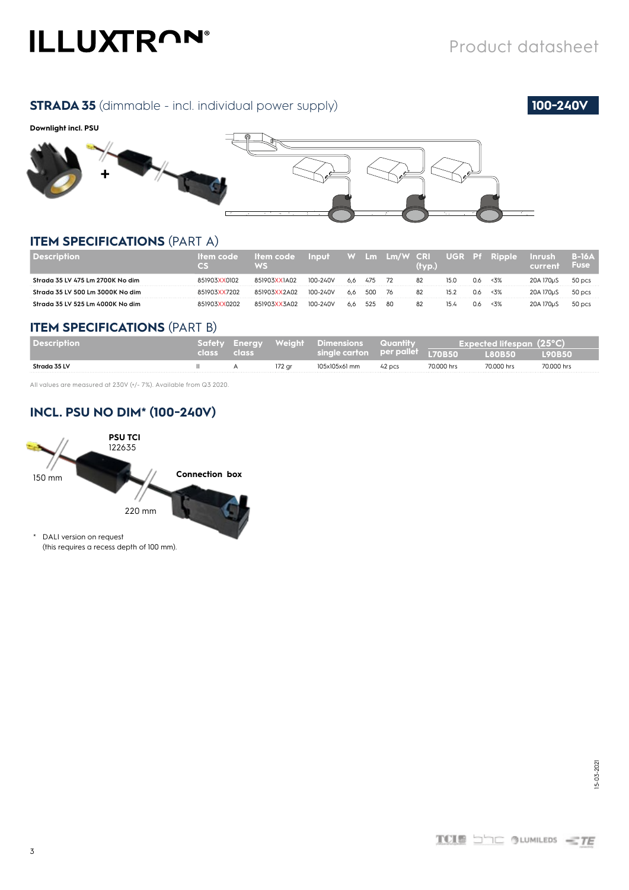# ILLUXTRON

Product datasheet

## STRADA 35 (dimmable - incl. individual power supply)

**100-240V**

**Downlight incl. PSU**

## ITEM SPECIFICATIONS (PART A)

| Description | Item code CS | Item code WS | Input | W | Lm | Lm/W | CRI (typ.) | UGR | Pf | Ripple | Inrush current | B-16A Fuse |
|---|---|---|---|---|---|---|---|---|---|---|---|---|
| Strada 35 LV 475 Lm 2700K No dim | 851903XX0102 | 851903XX1A02 | 100-240V | 6,6 | 475 | 72 | 82 | 15.0 | 0.6 | <3% | 20A 170μS | 50 pcs |
| Strada 35 LV 500 Lm 3000K No dim | 851903XX7202 | 851903XX2A02 | 100-240V | 6,6 | 500 | 76 | 82 | 15.2 | 0.6 | <3% | 20A 170μS | 50 pcs |
| Strada 35 LV 525 Lm 4000K No dim | 851903XX0202 | 851903XX3A02 | 100-240V | 6,6 | 525 | 80 | 82 | 15.4 | 0.6 | <3% | 20A 170μS | 50 pcs |

## ITEM SPECIFICATIONS (PART B)

| Description | Safety class | Energy class | Weight | Dimensions single carton | Quantity per pallet | Expected lifespan (25°C) | | |
|---|---|---|---|---|---|---|---|---|
| | | | | | | L70B50 | L80B50 | L90B50 |
| Strada 35 LV | II | A | 172 gr | 105x105x61 mm | 42 pcs | 70.000 hrs | 70.000 hrs | 70.000 hrs |

All values are measured at 230V (+/- 7%). Available from Q3 2020.

## INCL. PSU NO DIM* (100-240V)

**PSU TCI**
122635

150 mm

**Connection box**

220 mm

\* DALI version on request
(this requires a recess depth of 100 mm).

15-03-2021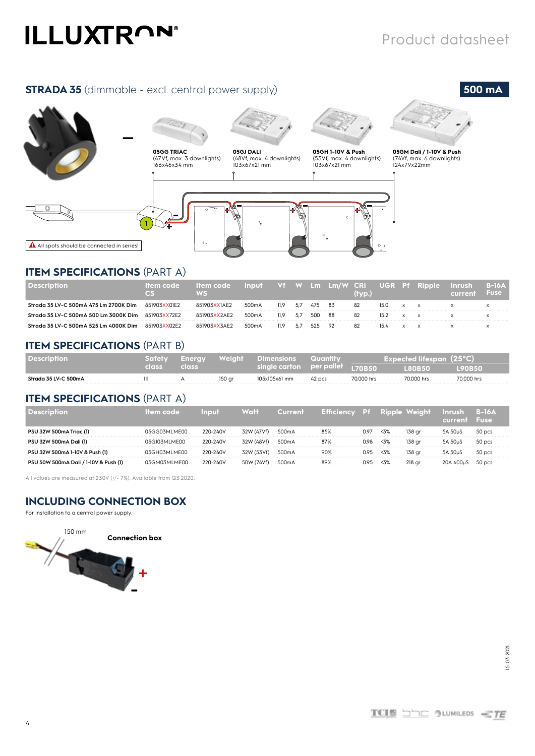# ILLUXTRON

Product datasheet

## STRADA 35 (dimmable - excl. central power supply)

**500 mA**

**05GG TRIAC**
(47Vf, max. 3 downlights)
166x46x34 mm

**05GJ DALI**
(48Vf, max. 4 downlights)
103x67x21 mm

**05GH 1-10V & Push**
(53Vf, max. 4 downlights)
103x67x21 mm

**05GM Dali / 1-10V & Push**
(74Vf, max. 6 downlights)
124x79x22mm

All spots should be connected in series!

## ITEM SPECIFICATIONS (PART A)

| Description | Item code CS | Item code WS | Input | Vf | W | Lm | Lm/W | CRI (typ.) | UGR | Pf | Ripple | Inrush current | B-16A Fuse |
|---|---|---|---|---|---|---|---|---|---|---|---|---|---|
| Strada 35 LV-C 500mA 475 Lm 2700K Dim | 851903XX01E2 | 851903XX1AE2 | 500mA | 11,9 | 5,7 | 475 | 83 | 82 | 15.0 | x | x | x | x |
| Strada 35 LV-C 500mA 500 Lm 3000K Dim | 851903XX72E2 | 851903XX2AE2 | 500mA | 11,9 | 5,7 | 500 | 88 | 82 | 15.2 | x | x | x | x |
| Strada 35 LV-C 500mA 525 Lm 4000K Dim | 851903XX02E2 | 851903XX3AE2 | 500mA | 11,9 | 5,7 | 525 | 92 | 82 | 15.4 | x | x | x | x |

## ITEM SPECIFICATIONS (PART B)

| Description | Safety class | Energy class | Weight | Dimensions single carton | Quantity per pallet | Expected lifespan (25°C) | | |
|---|---|---|---|---|---|---|---|---|
| | | | | | | L70B50 | L80B50 | L90B50 |
| Strada 35 LV-C 500mA | III | A | 150 gr | 105x105x61 mm | 42 pcs | 70.000 hrs | 70.000 hrs | 70.000 hrs |

## ITEM SPECIFICATIONS (PART A)

| Description | Item code | Input | Watt | Current | Efficiency | Pf | Ripple | Weight | Inrush current | B-16A Fuse |
|---|---|---|---|---|---|---|---|---|---|---|
| PSU 32W 500mA Triac (1) | 05GG03MLME00 | 220-240V | 32W (47Vf) | 500mA | 85% | 0.97 | <3% | 138 gr | 5A 50μS | 50 pcs |
| PSU 32W 500mA Dali (1) | 05GJ03MLME00 | 220-240V | 32W (48Vf) | 500mA | 87% | 0.98 | <3% | 138 gr | 5A 50μS | 50 pcs |
| PSU 32W 500mA 1-10V & Push (1) | 05GH03MLME00 | 220-240V | 32W (53Vf) | 500mA | 90% | 0.95 | <3% | 138 gr | 5A 50μS | 50 pcs |
| PSU 50W 500mA Dali / 1-10V & Push (1) | 05GM03MLME00 | 220-240V | 50W (74Vf) | 500mA | 89% | 0.95 | <3% | 218 gr | 20A 400μS | 50 pcs |

All values are measured at 230V (+/- 7%). Available from Q3 2020.

## INCLUDING CONNECTION BOX

For installation to a central power supply.

150 mm

**Connection box**

15-03-2021